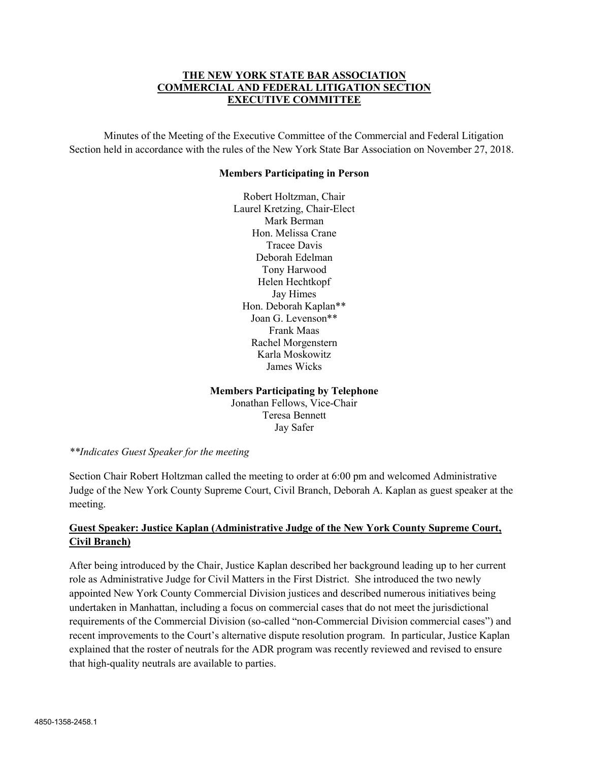**THE NEW YORK STATE BAR ASSOCIATION**
**COMMERCIAL AND FEDERAL LITIGATION SECTION**
**EXECUTIVE COMMITTEE**

Minutes of the Meeting of the Executive Committee of the Commercial and Federal Litigation Section held in accordance with the rules of the New York State Bar Association on November 27, 2018.

**Members Participating in Person**

Robert Holtzman, Chair
Laurel Kretzing, Chair-Elect
Mark Berman
Hon. Melissa Crane
Tracee Davis
Deborah Edelman
Tony Harwood
Helen Hechtkopf
Jay Himes
Hon. Deborah Kaplan**
Joan G. Levenson**
Frank Maas
Rachel Morgenstern
Karla Moskowitz
James Wicks

**Members Participating by Telephone**

Jonathan Fellows, Vice-Chair
Teresa Bennett
Jay Safer

*\*\*Indicates Guest Speaker for the meeting*

Section Chair Robert Holtzman called the meeting to order at 6:00 pm and welcomed Administrative Judge of the New York County Supreme Court, Civil Branch, Deborah A. Kaplan as guest speaker at the meeting.

**Guest Speaker: Justice Kaplan (Administrative Judge of the New York County Supreme Court, Civil Branch)**

After being introduced by the Chair, Justice Kaplan described her background leading up to her current role as Administrative Judge for Civil Matters in the First District. She introduced the two newly appointed New York County Commercial Division justices and described numerous initiatives being undertaken in Manhattan, including a focus on commercial cases that do not meet the jurisdictional requirements of the Commercial Division (so-called "non-Commercial Division commercial cases") and recent improvements to the Court's alternative dispute resolution program. In particular, Justice Kaplan explained that the roster of neutrals for the ADR program was recently reviewed and revised to ensure that high-quality neutrals are available to parties.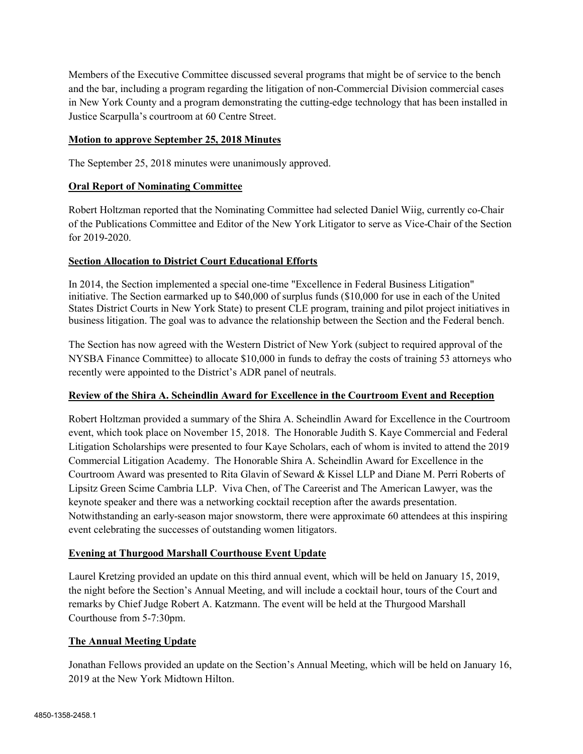Members of the Executive Committee discussed several programs that might be of service to the bench and the bar, including a program regarding the litigation of non-Commercial Division commercial cases in New York County and a program demonstrating the cutting-edge technology that has been installed in Justice Scarpulla's courtroom at 60 Centre Street.

**Motion to approve September 25, 2018 Minutes**

The September 25, 2018 minutes were unanimously approved.

**Oral Report of Nominating Committee**

Robert Holtzman reported that the Nominating Committee had selected Daniel Wiig, currently co-Chair of the Publications Committee and Editor of the New York Litigator to serve as Vice-Chair of the Section for 2019-2020.

**Section Allocation to District Court Educational Efforts**

In 2014, the Section implemented a special one-time "Excellence in Federal Business Litigation" initiative. The Section earmarked up to $40,000 of surplus funds ($10,000 for use in each of the United States District Courts in New York State) to present CLE program, training and pilot project initiatives in business litigation. The goal was to advance the relationship between the Section and the Federal bench.

The Section has now agreed with the Western District of New York (subject to required approval of the NYSBA Finance Committee) to allocate $10,000 in funds to defray the costs of training 53 attorneys who recently were appointed to the District's ADR panel of neutrals.

**Review of the Shira A. Scheindlin Award for Excellence in the Courtroom Event and Reception**

Robert Holtzman provided a summary of the Shira A. Scheindlin Award for Excellence in the Courtroom event, which took place on November 15, 2018. The Honorable Judith S. Kaye Commercial and Federal Litigation Scholarships were presented to four Kaye Scholars, each of whom is invited to attend the 2019 Commercial Litigation Academy. The Honorable Shira A. Scheindlin Award for Excellence in the Courtroom Award was presented to Rita Glavin of Seward & Kissel LLP and Diane M. Perri Roberts of Lipsitz Green Scime Cambria LLP. Viva Chen, of The Careerist and The American Lawyer, was the keynote speaker and there was a networking cocktail reception after the awards presentation. Notwithstanding an early-season major snowstorm, there were approximate 60 attendees at this inspiring event celebrating the successes of outstanding women litigators.

**Evening at Thurgood Marshall Courthouse Event Update**

Laurel Kretzing provided an update on this third annual event, which will be held on January 15, 2019, the night before the Section's Annual Meeting, and will include a cocktail hour, tours of the Court and remarks by Chief Judge Robert A. Katzmann. The event will be held at the Thurgood Marshall Courthouse from 5-7:30pm.

**The Annual Meeting Update**

Jonathan Fellows provided an update on the Section's Annual Meeting, which will be held on January 16, 2019 at the New York Midtown Hilton.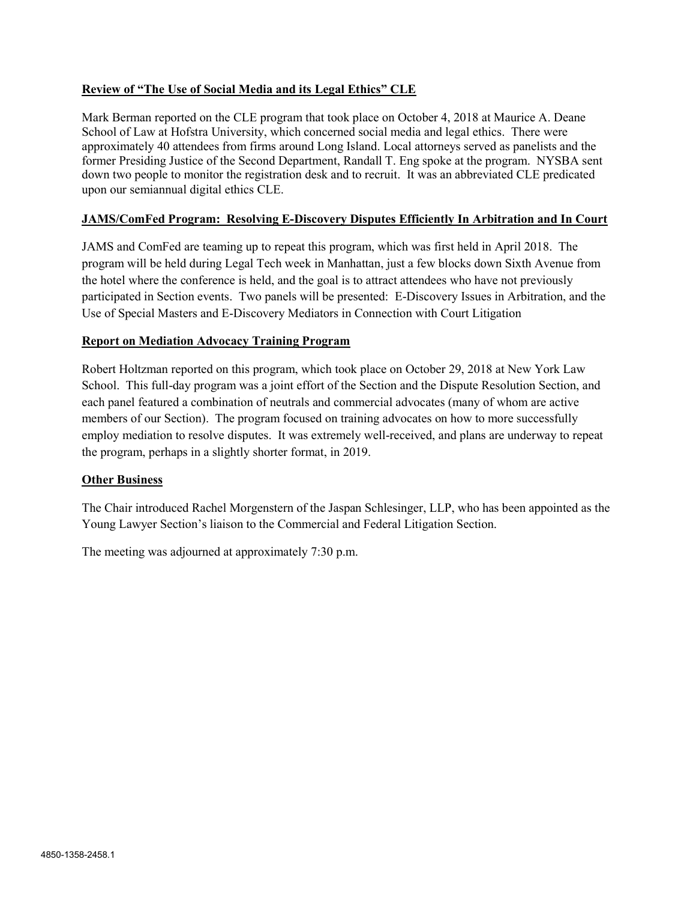**Review of "The Use of Social Media and its Legal Ethics" CLE**

Mark Berman reported on the CLE program that took place on October 4, 2018 at Maurice A. Deane School of Law at Hofstra University, which concerned social media and legal ethics. There were approximately 40 attendees from firms around Long Island. Local attorneys served as panelists and the former Presiding Justice of the Second Department, Randall T. Eng spoke at the program. NYSBA sent down two people to monitor the registration desk and to recruit. It was an abbreviated CLE predicated upon our semiannual digital ethics CLE.

**JAMS/ComFed Program: Resolving E-Discovery Disputes Efficiently In Arbitration and In Court**

JAMS and ComFed are teaming up to repeat this program, which was first held in April 2018. The program will be held during Legal Tech week in Manhattan, just a few blocks down Sixth Avenue from the hotel where the conference is held, and the goal is to attract attendees who have not previously participated in Section events. Two panels will be presented: E-Discovery Issues in Arbitration, and the Use of Special Masters and E-Discovery Mediators in Connection with Court Litigation

**Report on Mediation Advocacy Training Program**

Robert Holtzman reported on this program, which took place on October 29, 2018 at New York Law School. This full-day program was a joint effort of the Section and the Dispute Resolution Section, and each panel featured a combination of neutrals and commercial advocates (many of whom are active members of our Section). The program focused on training advocates on how to more successfully employ mediation to resolve disputes. It was extremely well-received, and plans are underway to repeat the program, perhaps in a slightly shorter format, in 2019.

**Other Business**

The Chair introduced Rachel Morgenstern of the Jaspan Schlesinger, LLP, who has been appointed as the Young Lawyer Section's liaison to the Commercial and Federal Litigation Section.

The meeting was adjourned at approximately 7:30 p.m.

4850-1358-2458.1